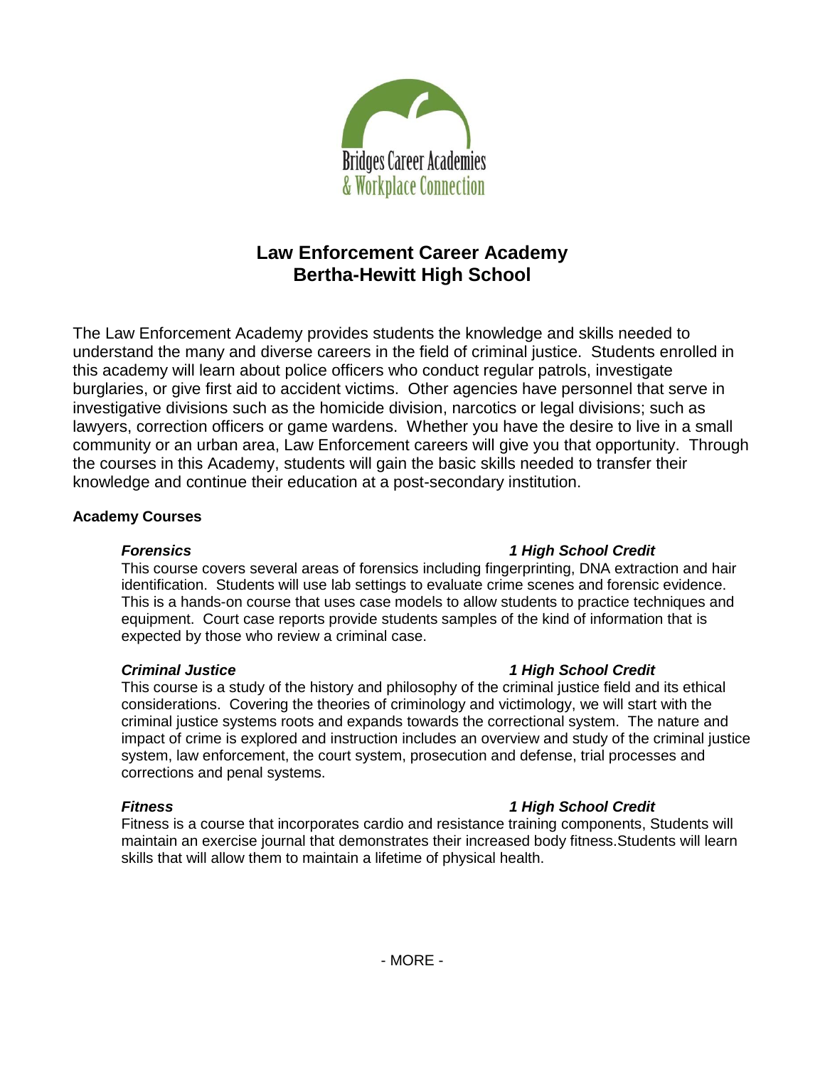Bridges Career Academies
& Workplace Connection

# Law Enforcement Career Academy
# Bertha-Hewitt High School

The Law Enforcement Academy provides students the knowledge and skills needed to understand the many and diverse careers in the field of criminal justice. Students enrolled in this academy will learn about police officers who conduct regular patrols, investigate burglaries, or give first aid to accident victims. Other agencies have personnel that serve in investigative divisions such as the homicide division, narcotics or legal divisions; such as lawyers, correction officers or game wardens. Whether you have the desire to live in a small community or an urban area, Law Enforcement careers will give you that opportunity. Through the courses in this Academy, students will gain the basic skills needed to transfer their knowledge and continue their education at a post-secondary institution.

**Academy Courses**

***Forensics*** — ***1 High School Credit***

This course covers several areas of forensics including fingerprinting, DNA extraction and hair identification. Students will use lab settings to evaluate crime scenes and forensic evidence. This is a hands-on course that uses case models to allow students to practice techniques and equipment. Court case reports provide students samples of the kind of information that is expected by those who review a criminal case.

***Criminal Justice*** — ***1 High School Credit***

This course is a study of the history and philosophy of the criminal justice field and its ethical considerations. Covering the theories of criminology and victimology, we will start with the criminal justice systems roots and expands towards the correctional system. The nature and impact of crime is explored and instruction includes an overview and study of the criminal justice system, law enforcement, the court system, prosecution and defense, trial processes and corrections and penal systems.

***Fitness*** — ***1 High School Credit***

Fitness is a course that incorporates cardio and resistance training components, Students will maintain an exercise journal that demonstrates their increased body fitness.Students will learn skills that will allow them to maintain a lifetime of physical health.

- MORE -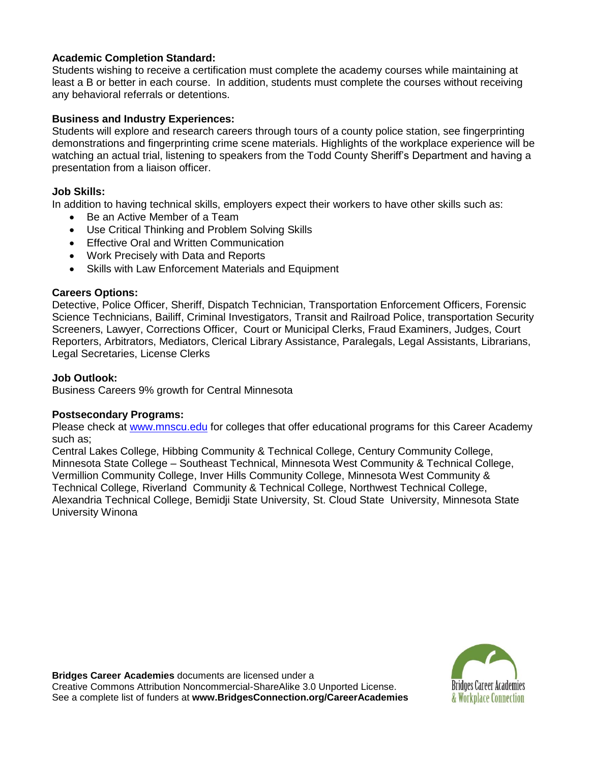**Academic Completion Standard:**
Students wishing to receive a certification must complete the academy courses while maintaining at least a B or better in each course. In addition, students must complete the courses without receiving any behavioral referrals or detentions.

**Business and Industry Experiences:**
Students will explore and research careers through tours of a county police station, see fingerprinting demonstrations and fingerprinting crime scene materials. Highlights of the workplace experience will be watching an actual trial, listening to speakers from the Todd County Sheriff's Department and having a presentation from a liaison officer.

**Job Skills:**
In addition to having technical skills, employers expect their workers to have other skills such as:

- Be an Active Member of a Team
- Use Critical Thinking and Problem Solving Skills
- Effective Oral and Written Communication
- Work Precisely with Data and Reports
- Skills with Law Enforcement Materials and Equipment

**Careers Options:**
Detective, Police Officer, Sheriff, Dispatch Technician, Transportation Enforcement Officers, Forensic Science Technicians, Bailiff, Criminal Investigators, Transit and Railroad Police, transportation Security Screeners, Lawyer, Corrections Officer, Court or Municipal Clerks, Fraud Examiners, Judges, Court Reporters, Arbitrators, Mediators, Clerical Library Assistance, Paralegals, Legal Assistants, Librarians, Legal Secretaries, License Clerks

**Job Outlook:**
Business Careers 9% growth for Central Minnesota

**Postsecondary Programs:**
Please check at [www.mnscu.edu](http://www.mnscu.edu) for colleges that offer educational programs for this Career Academy such as;
Central Lakes College, Hibbing Community & Technical College, Century Community College, Minnesota State College – Southeast Technical, Minnesota West Community & Technical College, Vermillion Community College, Inver Hills Community College, Minnesota West Community & Technical College, Riverland Community & Technical College, Northwest Technical College, Alexandria Technical College, Bemidji State University, St. Cloud State University, Minnesota State University Winona

**Bridges Career Academies** documents are licensed under a
Creative Commons Attribution Noncommercial-ShareAlike 3.0 Unported License.
See a complete list of funders at **www.BridgesConnection.org/CareerAcademies**

Bridges Career Academies & Workplace Connection